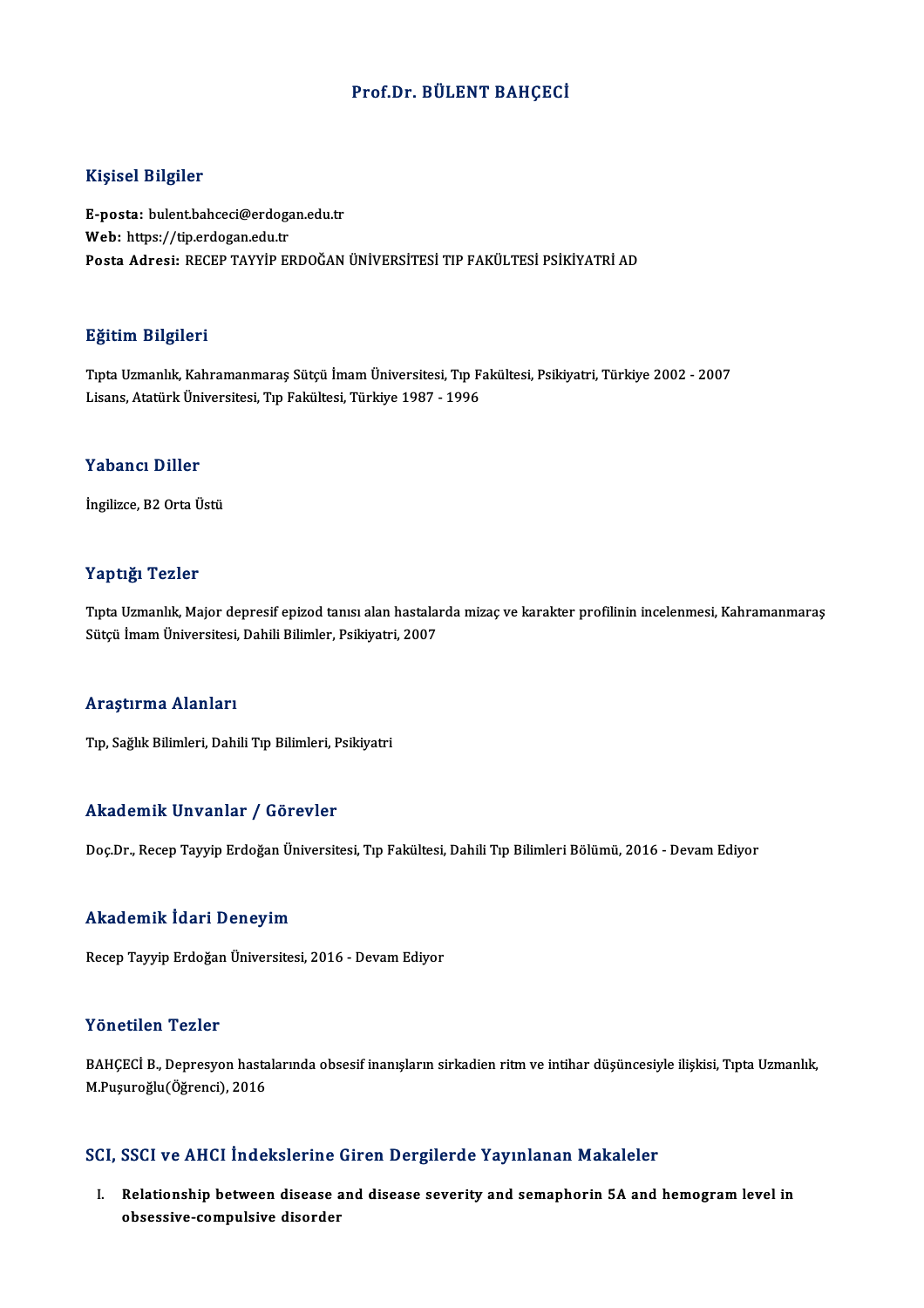# Prof.Dr. BÜLENT BAHÇECİ

## Kişisel Bilgiler

**E-posta:** bulent.bahceci@erdogan.edu.tr
**Web:** https://tip.erdogan.edu.tr
**Posta Adresi:** RECEP TAYYİP ERDOĞAN ÜNİVERSİTESİ TIP FAKÜLTESİ PSİKİYATRİ AD

## Eğitim Bilgileri

Tıpta Uzmanlık, Kahramanmaraş Sütçü İmam Üniversitesi, Tıp Fakültesi, Psikiyatri, Türkiye 2002 - 2007
Lisans, Atatürk Üniversitesi, Tıp Fakültesi, Türkiye 1987 - 1996

## Yabancı Diller

İngilizce, B2 Orta Üstü

## Yaptığı Tezler

Tıpta Uzmanlık, Major depresif epizod tanısı alan hastalarda mizaç ve karakter profilinin incelenmesi, Kahramanmaraş Sütçü İmam Üniversitesi, Dahili Bilimler, Psikiyatri, 2007

## Araştırma Alanları

Tıp, Sağlık Bilimleri, Dahili Tıp Bilimleri, Psikiyatri

## Akademik Unvanlar / Görevler

Doç.Dr., Recep Tayyip Erdoğan Üniversitesi, Tıp Fakültesi, Dahili Tıp Bilimleri Bölümü, 2016 - Devam Ediyor

## Akademik İdari Deneyim

Recep Tayyip Erdoğan Üniversitesi, 2016 - Devam Ediyor

## Yönetilen Tezler

BAHÇECİ B., Depresyon hastalarında obsesif inanışların sirkadien ritm ve intihar düşüncesiyle ilişkisi, Tıpta Uzmanlık, M.Puşuroğlu(Öğrenci), 2016

## SCI, SSCI ve AHCI İndekslerine Giren Dergilerde Yayınlanan Makaleler

I. **Relationship between disease and disease severity and semaphorin 5A and hemogram level in obsessive-compulsive disorder**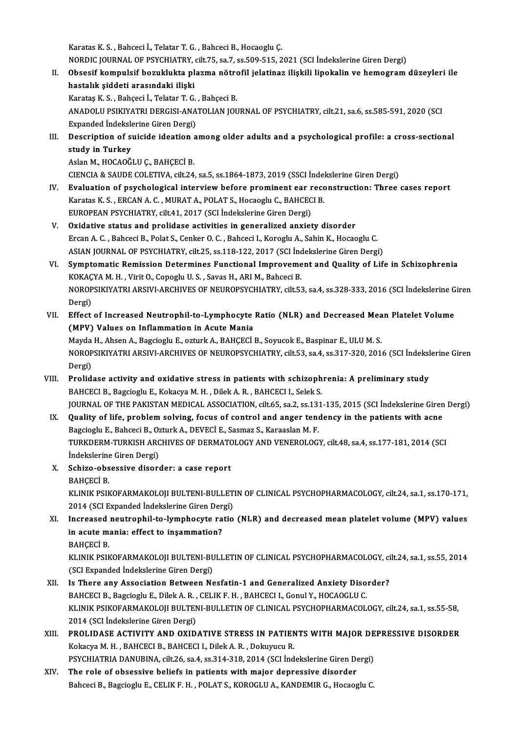Karatas K. S. , Bahceci İ., Telatar T. G. , Bahceci B., Hocaoglu Ç.
NORDIC JOURNAL OF PSYCHIATRY, cilt.75, sa.7, ss.509-515, 2021 (SCI İndekslerine Giren Dergi)

II. **Obsesif kompulsif bozuklukta plazma nötrofil jelatinaz ilişkili lipokalin ve hemogram düzeyleri ile hastalık şiddeti arasındaki ilişki**
Karataş K. S. , Bahçeci İ., Telatar T. G. , Bahçeci B.
ANADOLU PSIKIYATRI DERGISI-ANATOLIAN JOURNAL OF PSYCHIATRY, cilt.21, sa.6, ss.585-591, 2020 (SCI Expanded İndekslerine Giren Dergi)

III. **Description of suicide ideation among older adults and a psychological profile: a cross-sectional study in Turkey**
Aslan M., HOCAOĞLU Ç., BAHÇECİ B.
CIENCIA & SAUDE COLETIVA, cilt.24, sa.5, ss.1864-1873, 2019 (SSCI İndekslerine Giren Dergi)

IV. **Evaluation of psychological interview before prominent ear reconstruction: Three cases report**
Karatas K. S. , ERCAN A. C. , MURAT A., POLAT S., Hocaoglu C., BAHCECI B.
EUROPEAN PSYCHIATRY, cilt.41, 2017 (SCI İndekslerine Giren Dergi)

V. **Oxidative status and prolidase activities in generalized anxiety disorder**
Ercan A. C. , Bahceci B., Polat S., Cenker O. C. , Bahceci I., Koroglu A., Sahin K., Hocaoglu C.
ASIAN JOURNAL OF PSYCHIATRY, cilt.25, ss.118-122, 2017 (SCI İndekslerine Giren Dergi)

VI. **Symptomatic Remission Determines Functional Improvement and Quality of Life in Schizophrenia**
KOKAÇYA M. H. , Virit O., Copoglu U. S. , Savas H., ARI M., Bahceci B.
NOROPSIKIYATRI ARSIVI-ARCHIVES OF NEUROPSYCHIATRY, cilt.53, sa.4, ss.328-333, 2016 (SCI İndekslerine Giren Dergi)

VII. **Effect of Increased Neutrophil-to-Lymphocyte Ratio (NLR) and Decreased Mean Platelet Volume (MPV) Values on Inflammation in Acute Mania**
Mayda H., Ahsen A., Bagcioglu E., ozturk A., BAHÇECİ B., Soyucok E., Baspinar E., ULU M. S.
NOROPSIKIYATRI ARSIVI-ARCHIVES OF NEUROPSYCHIATRY, cilt.53, sa.4, ss.317-320, 2016 (SCI İndekslerine Giren Dergi)

VIII. **Prolidase activity and oxidative stress in patients with schizophrenia: A preliminary study**
BAHCECI B., Bagcioglu E., Kokacya M. H. , Dilek A. R. , BAHCECI I., Selek S.
JOURNAL OF THE PAKISTAN MEDICAL ASSOCIATION, cilt.65, sa.2, ss.131-135, 2015 (SCI İndekslerine Giren Dergi)

IX. **Quality of life, problem solving, focus of control and anger tendency in the patients with acne**
Bagcioglu E., Bahceci B., Ozturk A., DEVECİ E., Sasmaz S., Karaaslan M. F.
TURKDERM-TURKISH ARCHIVES OF DERMATOLOGY AND VENEROLOGY, cilt.48, sa.4, ss.177-181, 2014 (SCI İndekslerine Giren Dergi)

X. **Schizo-obsessive disorder: a case report**
BAHÇECİ B.
KLINIK PSIKOFARMAKOLOJI BULTENI-BULLETIN OF CLINICAL PSYCHOPHARMACOLOGY, cilt.24, sa.1, ss.170-171, 2014 (SCI Expanded İndekslerine Giren Dergi)

XI. **Increased neutrophil-to-lymphocyte ratio (NLR) and decreased mean platelet volume (MPV) values in acute mania: effect to inşammation?**
BAHÇECİ B.
KLINIK PSIKOFARMAKOLOJI BULTENI-BULLETIN OF CLINICAL PSYCHOPHARMACOLOGY, cilt.24, sa.1, ss.55, 2014 (SCI Expanded İndekslerine Giren Dergi)

XII. **Is There any Association Between Nesfatin-1 and Generalized Anxiety Disorder?**
BAHCECI B., Bagcioglu E., Dilek A. R. , CELIK F. H. , BAHCECI I., Gonul Y., HOCAOGLU C.
KLINIK PSIKOFARMAKOLOJI BULTENI-BULLETIN OF CLINICAL PSYCHOPHARMACOLOGY, cilt.24, sa.1, ss.55-58, 2014 (SCI İndekslerine Giren Dergi)

XIII. **PROLIDASE ACTIVITY AND OXIDATIVE STRESS IN PATIENTS WITH MAJOR DEPRESSIVE DISORDER**
Kokacya M. H. , BAHCECI B., BAHCECI I., Dilek A. R. , Dokuyucu R.
PSYCHIATRIA DANUBINA, cilt.26, sa.4, ss.314-318, 2014 (SCI İndekslerine Giren Dergi)

XIV. **The role of obsessive beliefs in patients with major depressive disorder**
Bahceci B., Bagcioglu E., CELIK F. H. , POLAT S., KOROGLU A., KANDEMIR G., Hocaoglu C.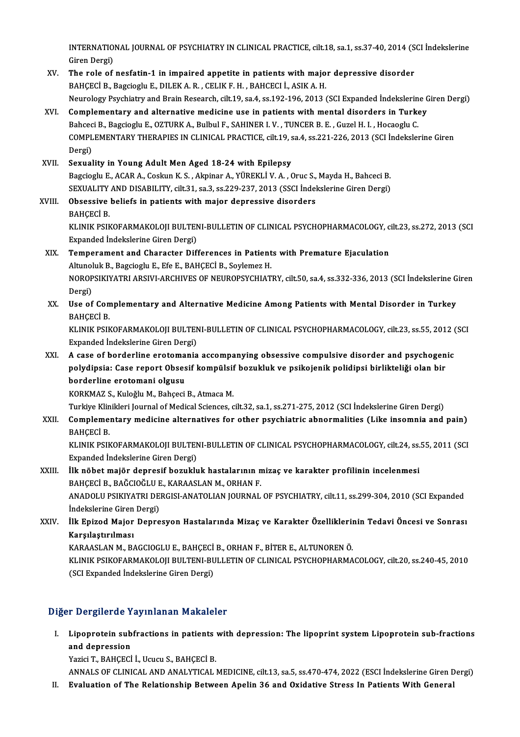INTERNATIONAL JOURNAL OF PSYCHIATRY IN CLINICAL PRACTICE, cilt.18, sa.1, ss.37-40, 2014 (SCI İndekslerine Giren Dergi)

XV. **The role of nesfatin-1 in impaired appetite in patients with major depressive disorder**
BAHÇECİ B., Bagcioglu E., DILEK A. R., CELIK F. H., BAHCECI İ., ASIK A. H.
Neurology Psychiatry and Brain Research, cilt.19, sa.4, ss.192-196, 2013 (SCI Expanded İndekslerine Giren Dergi)

XVI. **Complementary and alternative medicine use in patients with mental disorders in Turkey**
Bahceci B., Bagcioglu E., OZTURK A., Bulbul F., SAHINER I. V., TUNCER B. E., Guzel H. I., Hocaoglu C.
COMPLEMENTARY THERAPIES IN CLINICAL PRACTICE, cilt.19, sa.4, ss.221-226, 2013 (SCI İndekslerine Giren Dergi)

XVII. **Sexuality in Young Adult Men Aged 18-24 with Epilepsy**
Bagcioglu E., ACAR A., Coskun K. S., Akpinar A., YÜREKLİ V. A., Oruc S., Mayda H., Bahceci B.
SEXUALITY AND DISABILITY, cilt.31, sa.3, ss.229-237, 2013 (SSCI İndekslerine Giren Dergi)

XVIII. **Obsessive beliefs in patients with major depressive disorders**
BAHÇECİ B.
KLINIK PSIKOFARMAKOLOJI BULTENI-BULLETIN OF CLINICAL PSYCHOPHARMACOLOGY, cilt.23, ss.272, 2013 (SCI Expanded İndekslerine Giren Dergi)

XIX. **Temperament and Character Differences in Patients with Premature Ejaculation**
Altunoluk B., Bagcioglu E., Efe E., BAHÇECİ B., Soylemez H.
NOROPSIKIYATRI ARSIVI-ARCHIVES OF NEUROPSYCHIATRY, cilt.50, sa.4, ss.332-336, 2013 (SCI İndekslerine Giren Dergi)

XX. **Use of Complementary and Alternative Medicine Among Patients with Mental Disorder in Turkey**
BAHÇECİ B.
KLINIK PSIKOFARMAKOLOJI BULTENI-BULLETIN OF CLINICAL PSYCHOPHARMACOLOGY, cilt.23, ss.55, 2012 (SCI Expanded İndekslerine Giren Dergi)

XXI. **A case of borderline erotomania accompanying obsessive compulsive disorder and psychogenic polydipsia: Case report Obsesif kompülsif bozukluk ve psikojenik polidipsi birlikteliği olan bir borderline erotomani olgusu**
KORKMAZ S., Kuloğlu M., Bahçeci B., Atmaca M.
Turkiye Klinikleri Journal of Medical Sciences, cilt.32, sa.1, ss.271-275, 2012 (SCI İndekslerine Giren Dergi)

XXII. **Complementary medicine alternatives for other psychiatric abnormalities (Like insomnia and pain)**
BAHÇECİ B.
KLINIK PSIKOFARMAKOLOJI BULTENI-BULLETIN OF CLINICAL PSYCHOPHARMACOLOGY, cilt.24, ss.55, 2011 (SCI Expanded İndekslerine Giren Dergi)

XXIII. **İlk nöbet majör depresif bozukluk hastalarının mizaç ve karakter profilinin incelenmesi**
BAHÇECİ B., BAĞCIOĞLU E., KARAASLAN M., ORHAN F.
ANADOLU PSIKIYATRI DERGISI-ANATOLIAN JOURNAL OF PSYCHIATRY, cilt.11, ss.299-304, 2010 (SCI Expanded İndekslerine Giren Dergi)

XXIV. **İlk Epizod Major Depresyon Hastalarında Mizaç ve Karakter Özelliklerinin Tedavi Öncesi ve Sonrası Karşılaştırılması**
KARAASLAN M., BAGCIOGLU E., BAHÇECİ B., ORHAN F., BİTER E., ALTUNOREN Ö.
KLINIK PSIKOFARMAKOLOJI BULTENI-BULLETIN OF CLINICAL PSYCHOPHARMACOLOGY, cilt.20, ss.240-45, 2010 (SCI Expanded İndekslerine Giren Dergi)

## Diğer Dergilerde Yayınlanan Makaleler

I. **Lipoprotein subfractions in patients with depression: The lipoprint system Lipoprotein sub-fractions and depression**
Yazici T., BAHÇECİ İ., Ucucu S., BAHÇECİ B.
ANNALS OF CLINICAL AND ANALYTICAL MEDICINE, cilt.13, sa.5, ss.470-474, 2022 (ESCI İndekslerine Giren Dergi)

II. **Evaluation of The Relationship Between Apelin 36 and Oxidative Stress In Patients With General**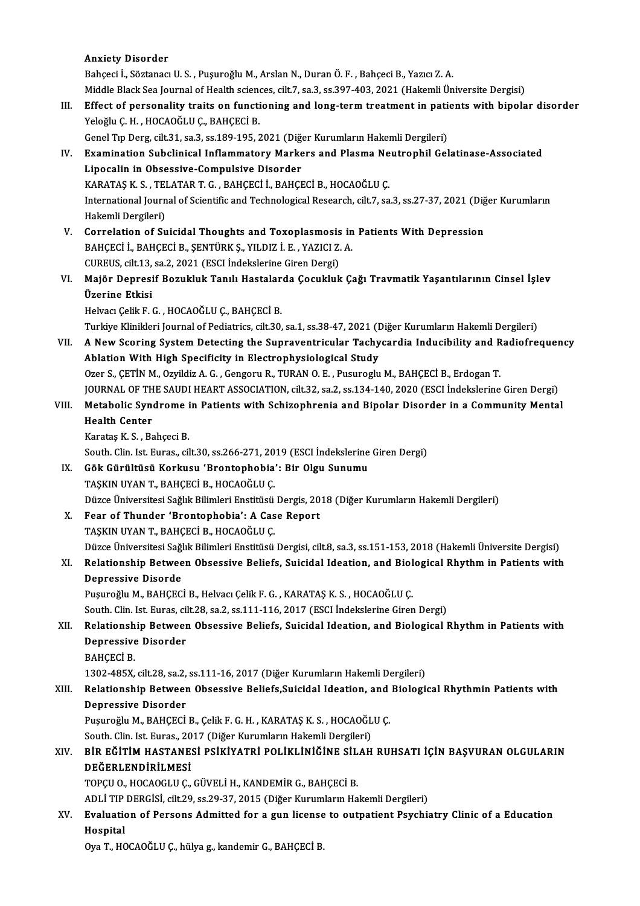Anxiety Disorder
Bahçeci İ., Söztanacı U. S. , Puşuroğlu M., Arslan N., Duran Ö. F. , Bahçeci B., Yazıcı Z. A.
Middle Black Sea Journal of Health sciences, cilt.7, sa.3, ss.397-403, 2021 (Hakemli Üniversite Dergisi)

III. **Effect of personality traits on functioning and long-term treatment in patients with bipolar disorder**
Yeloğlu Ç. H. , HOCAOĞLU Ç., BAHÇECİ B.
Genel Tıp Derg, cilt.31, sa.3, ss.189-195, 2021 (Diğer Kurumların Hakemli Dergileri)

IV. **Examination Subclinical Inflammatory Markers and Plasma Neutrophil Gelatinase-Associated Lipocalin in Obsessive-Compulsive Disorder**
KARATAŞ K. S. , TELATAR T. G. , BAHÇECİ İ., BAHÇECİ B., HOCAOĞLU Ç.
International Journal of Scientific and Technological Research, cilt.7, sa.3, ss.27-37, 2021 (Diğer Kurumların Hakemli Dergileri)

V. **Correlation of Suicidal Thoughts and Toxoplasmosis in Patients With Depression**
BAHÇECİ İ., BAHÇECİ B., ŞENTÜRK Ş., YILDIZ İ. E. , YAZICI Z. A.
CUREUS, cilt.13, sa.2, 2021 (ESCI İndekslerine Giren Dergi)

VI. **Majör Depresif Bozukluk Tanılı Hastalarda Çocukluk Çağı Travmatik Yaşantılarının Cinsel İşlev Üzerine Etkisi**
Helvacı Çelik F. G. , HOCAOĞLU Ç., BAHÇECİ B.
Turkiye Klinikleri Journal of Pediatrics, cilt.30, sa.1, ss.38-47, 2021 (Diğer Kurumların Hakemli Dergileri)

VII. **A New Scoring System Detecting the Supraventricular Tachycardia Inducibility and Radiofrequency Ablation With High Specificity in Electrophysiological Study**
Ozer S., ÇETİN M., Ozyildiz A. G. , Gengoru R., TURAN O. E. , Pusuroglu M., BAHÇECİ B., Erdogan T.
JOURNAL OF THE SAUDI HEART ASSOCIATION, cilt.32, sa.2, ss.134-140, 2020 (ESCI İndekslerine Giren Dergi)

VIII. **Metabolic Syndrome in Patients with Schizophrenia and Bipolar Disorder in a Community Mental Health Center**
Karataş K. S. , Bahçeci B.
South. Clin. Ist. Euras., cilt.30, ss.266-271, 2019 (ESCI İndekslerine Giren Dergi)

IX. **Gök Gürültüsü Korkusu 'Brontophobia': Bir Olgu Sunumu**
TAŞKIN UYAN T., BAHÇECİ B., HOCAOĞLU Ç.
Düzce Üniversitesi Sağlık Bilimleri Enstitüsü Dergis, 2018 (Diğer Kurumların Hakemli Dergileri)

X. **Fear of Thunder 'Brontophobia': A Case Report**
TAŞKIN UYAN T., BAHÇECİ B., HOCAOĞLU Ç.
Düzce Üniversitesi Sağlık Bilimleri Enstitüsü Dergisi, cilt.8, sa.3, ss.151-153, 2018 (Hakemli Üniversite Dergisi)

XI. **Relationship Between Obsessive Beliefs, Suicidal Ideation, and Biological Rhythm in Patients with Depressive Disorde**
Puşuroğlu M., BAHÇECİ B., Helvacı Çelik F. G. , KARATAŞ K. S. , HOCAOĞLU Ç.
South. Clin. Ist. Euras, cilt.28, sa.2, ss.111-116, 2017 (ESCI İndekslerine Giren Dergi)

XII. **Relationship Between Obsessive Beliefs, Suicidal Ideation, and Biological Rhythm in Patients with Depressive Disorder**
BAHÇECİ B.
1302-485X, cilt.28, sa.2, ss.111-16, 2017 (Diğer Kurumların Hakemli Dergileri)

XIII. **Relationship Between Obsessive Beliefs,Suicidal Ideation, and Biological Rhythmin Patients with Depressive Disorder**
Puşuroğlu M., BAHÇECİ B., Çelik F. G. H. , KARATAŞ K. S. , HOCAOĞLU Ç.
South. Clin. Ist. Euras., 2017 (Diğer Kurumların Hakemli Dergileri)

XIV. **BİR EĞİTİM HASTANESİ PSİKİYATRİ POLİKLİNİĞİNE SİLAH RUHSATI İÇİN BAŞVURAN OLGULARIN DEĞERLENDİRİLMESİ**
TOPÇU O., HOCAOGLU Ç., GÜVELİ H., KANDEMİR G., BAHÇECİ B.
ADLİ TIP DERGİSİ, cilt.29, ss.29-37, 2015 (Diğer Kurumların Hakemli Dergileri)

XV. **Evaluation of Persons Admitted for a gun license to outpatient Psychiatry Clinic of a Education Hospital**
Oya T., HOCAOĞLU Ç., hülya g., kandemir G., BAHÇECİ B.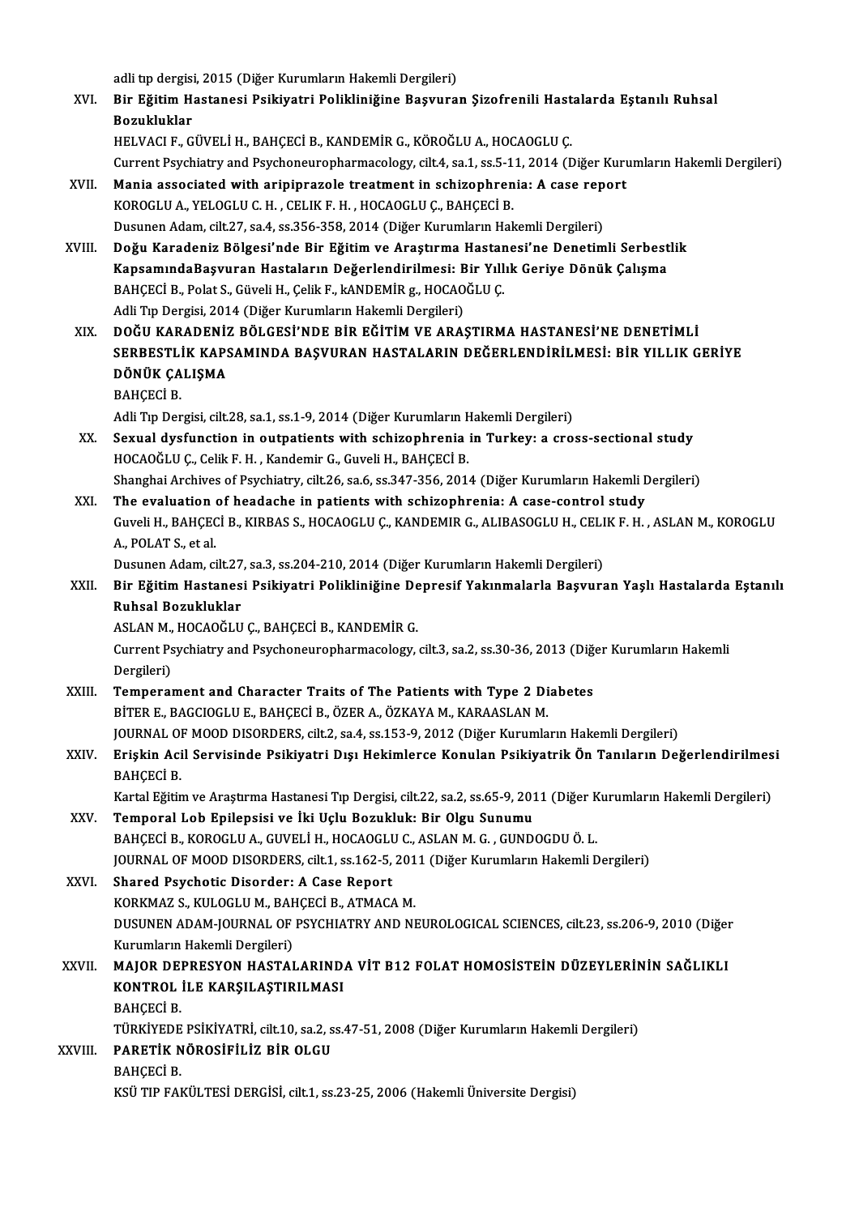adli tıp dergisi, 2015 (Diğer Kurumların Hakemli Dergileri)

XVI. **Bir Eğitim Hastanesi Psikiyatri Polikliniğine Başvuran Şizofrenili Hastalarda Eştanılı Ruhsal Bozukluklar**
HELVACI F., GÜVELİ H., BAHÇECİ B., KANDEMİR G., KÖROĞLU A., HOCAOGLU Ç.
Current Psychiatry and Psychoneuropharmacology, cilt.4, sa.1, ss.5-11, 2014 (Diğer Kurumların Hakemli Dergileri)

XVII. **Mania associated with aripiprazole treatment in schizophrenia: A case report**
KOROGLU A., YELOGLU C. H. , CELIK F. H. , HOCAOGLU Ç., BAHÇECİ B.
Dusunen Adam, cilt.27, sa.4, ss.356-358, 2014 (Diğer Kurumların Hakemli Dergileri)

XVIII. **Doğu Karadeniz Bölgesi'nde Bir Eğitim ve Araştırma Hastanesi'ne Denetimli Serbestlik KapsamındaBaşvuran Hastaların Değerlendirilmesi: Bir Yıllık Geriye Dönük Çalışma**
BAHÇECİ B., Polat S., Güveli H., Çelik F., kANDEMİR g., HOCAOĞLU Ç.
Adli Tıp Dergisi, 2014 (Diğer Kurumların Hakemli Dergileri)

XIX. **DOĞU KARADENİZ BÖLGESİ'NDE BİR EĞİTİM VE ARAŞTIRMA HASTANESİ'NE DENETİMLİ SERBESTLİK KAPSAMINDA BAŞVURAN HASTALARIN DEĞERLENDİRİLMESİ: BİR YILLIK GERİYE DÖNÜK ÇALIŞMA**
BAHÇECİ B.
Adli Tıp Dergisi, cilt.28, sa.1, ss.1-9, 2014 (Diğer Kurumların Hakemli Dergileri)

XX. **Sexual dysfunction in outpatients with schizophrenia in Turkey: a cross-sectional study**
HOCAOĞLU Ç., Celik F. H. , Kandemir G., Guveli H., BAHÇECİ B.
Shanghai Archives of Psychiatry, cilt.26, sa.6, ss.347-356, 2014 (Diğer Kurumların Hakemli Dergileri)

XXI. **The evaluation of headache in patients with schizophrenia: A case-control study**
Guveli H., BAHÇECİ B., KIRBAS S., HOCAOGLU Ç., KANDEMIR G., ALIBASOGLU H., CELIK F. H. , ASLAN M., KOROGLU A., POLAT S., et al.
Dusunen Adam, cilt.27, sa.3, ss.204-210, 2014 (Diğer Kurumların Hakemli Dergileri)

XXII. **Bir Eğitim Hastanesi Psikiyatri Polikliniğine Depresif Yakınmalarla Başvuran Yaşlı Hastalarda Eştanılı Ruhsal Bozukluklar**
ASLAN M., HOCAOĞLU Ç., BAHÇECİ B., KANDEMİR G.
Current Psychiatry and Psychoneuropharmacology, cilt.3, sa.2, ss.30-36, 2013 (Diğer Kurumların Hakemli Dergileri)

XXIII. **Temperament and Character Traits of The Patients with Type 2 Diabetes**
BİTER E., BAGCIOGLU E., BAHÇECİ B., ÖZER A., ÖZKAYA M., KARAASLAN M.
JOURNAL OF MOOD DISORDERS, cilt.2, sa.4, ss.153-9, 2012 (Diğer Kurumların Hakemli Dergileri)

XXIV. **Erişkin Acil Servisinde Psikiyatri Dışı Hekimlerce Konulan Psikiyatrik Ön Tanıların Değerlendirilmesi**
BAHÇECİ B.
Kartal Eğitim ve Araştırma Hastanesi Tıp Dergisi, cilt.22, sa.2, ss.65-9, 2011 (Diğer Kurumların Hakemli Dergileri)

XXV. **Temporal Lob Epilepsisi ve İki Uçlu Bozukluk: Bir Olgu Sunumu**
BAHÇECİ B., KOROGLU A., GUVELİ H., HOCAOGLU C., ASLAN M. G. , GUNDOGDU Ö. L.
JOURNAL OF MOOD DISORDERS, cilt.1, ss.162-5, 2011 (Diğer Kurumların Hakemli Dergileri)

XXVI. **Shared Psychotic Disorder: A Case Report**
KORKMAZ S., KULOGLU M., BAHÇECİ B., ATMACA M.
DUSUNEN ADAM-JOURNAL OF PSYCHIATRY AND NEUROLOGICAL SCIENCES, cilt.23, ss.206-9, 2010 (Diğer Kurumların Hakemli Dergileri)

XXVII. **MAJOR DEPRESYON HASTALARINDA VİT B12 FOLAT HOMOSİSTEİN DÜZEYLERİNİN SAĞLIKLI KONTROL İLE KARŞILAŞTIRILMASI**
BAHÇECİ B.
TÜRKİYEDE PSİKİYATRİ, cilt.10, sa.2, ss.47-51, 2008 (Diğer Kurumların Hakemli Dergileri)

XXVIII. **PARETİK NÖROSİFİLİZ BİR OLGU**
BAHÇECİ B.
KSÜ TIP FAKÜLTESİ DERGİSİ, cilt.1, ss.23-25, 2006 (Hakemli Üniversite Dergisi)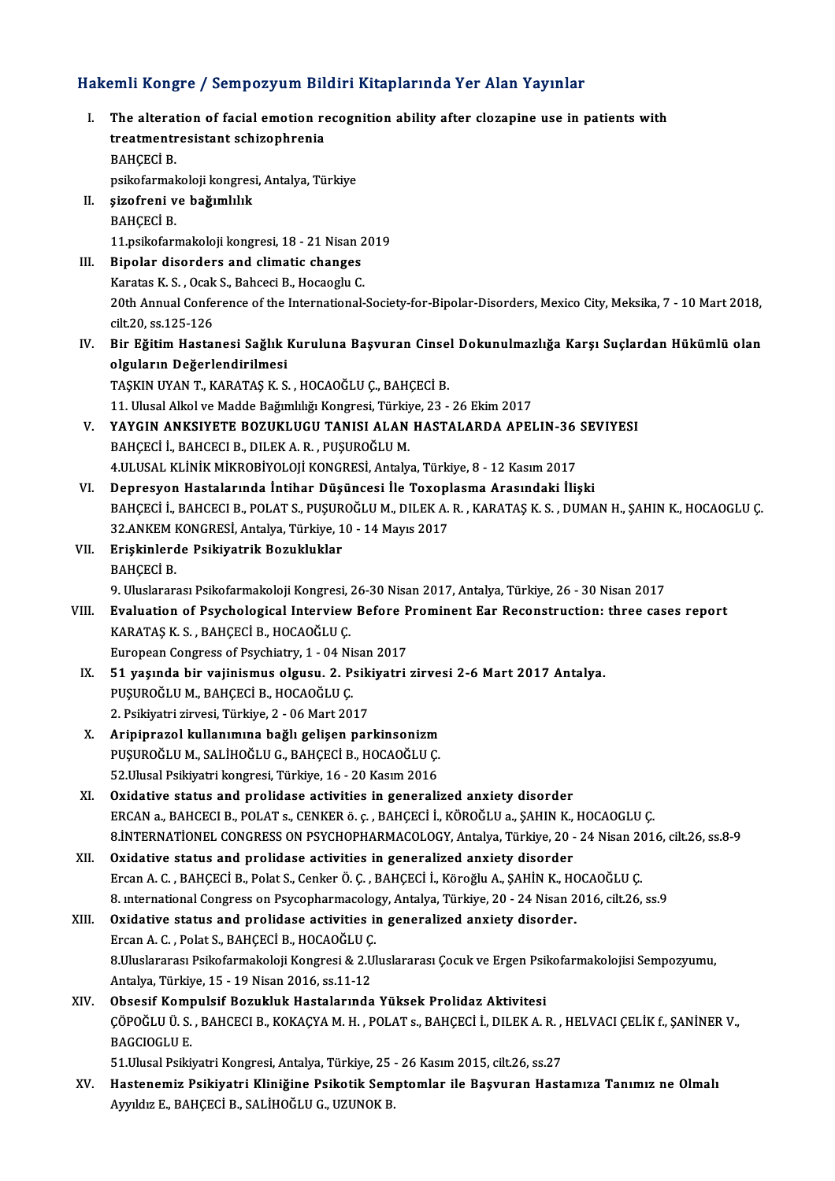## Hakemli Kongre / Sempozyum Bildiri Kitaplarında Yer Alan Yayınlar

I. **The alteration of facial emotion recognition ability after clozapine use in patients with treatmentresistant schizophrenia**
BAHÇECİ B.
psikofarmakoloji kongresi, Antalya, Türkiye

II. **şizofreni ve bağımlılık**
BAHÇECİ B.
11.psikofarmakoloji kongresi, 18 - 21 Nisan 2019

III. **Bipolar disorders and climatic changes**
Karatas K. S. , Ocak S., Bahceci B., Hocaoglu C.
20th Annual Conference of the International-Society-for-Bipolar-Disorders, Mexico City, Meksika, 7 - 10 Mart 2018, cilt.20, ss.125-126

IV. **Bir Eğitim Hastanesi Sağlık Kuruluna Başvuran Cinsel Dokunulmazlığa Karşı Suçlardan Hükümlü olan olguların Değerlendirilmesi**
TAŞKIN UYAN T., KARATAŞ K. S. , HOCAOĞLU Ç., BAHÇECİ B.
11. Ulusal Alkol ve Madde Bağımlılığı Kongresi, Türkiye, 23 - 26 Ekim 2017

V. **YAYGIN ANKSIYETE BOZUKLUGU TANISI ALAN HASTALARDA APELIN-36 SEVIYESI**
BAHÇECİ İ., BAHCECI B., DILEK A. R. , PUŞUROĞLU M.
4.ULUSAL KLİNİK MİKROBİYOLOJİ KONGRESİ, Antalya, Türkiye, 8 - 12 Kasım 2017

VI. **Depresyon Hastalarında İntihar Düşüncesi İle Toxoplasma Arasındaki İlişki**
BAHÇECİ İ., BAHCECI B., POLAT S., PUŞUROĞLU M., DILEK A. R. , KARATAŞ K. S. , DUMAN H., ŞAHIN K., HOCAOGLU Ç.
32.ANKEM KONGRESİ, Antalya, Türkiye, 10 - 14 Mayıs 2017

VII. **Erişkinlerde Psikiyatrik Bozukluklar**
BAHÇECİ B.
9. Uluslararası Psikofarmakoloji Kongresi, 26-30 Nisan 2017, Antalya, Türkiye, 26 - 30 Nisan 2017

VIII. **Evaluation of Psychological Interview Before Prominent Ear Reconstruction: three cases report**
KARATAŞ K. S. , BAHÇECİ B., HOCAOĞLU Ç.
European Congress of Psychiatry, 1 - 04 Nisan 2017

IX. **51 yaşında bir vajinismus olgusu. 2. Psikiyatri zirvesi 2-6 Mart 2017 Antalya.**
PUŞUROĞLU M., BAHÇECİ B., HOCAOĞLU Ç.
2. Psikiyatri zirvesi, Türkiye, 2 - 06 Mart 2017

X. **Aripiprazol kullanımına bağlı gelişen parkinsonizm**
PUŞUROĞLU M., SALİHOĞLU G., BAHÇECİ B., HOCAOĞLU Ç.
52.Ulusal Psikiyatri kongresi, Türkiye, 16 - 20 Kasım 2016

XI. **Oxidative status and prolidase activities in generalized anxiety disorder**
ERCAN a., BAHCECI B., POLAT s., CENKER ö. ç. , BAHÇECİ İ., KÖROĞLU a., ŞAHIN K., HOCAOGLU Ç.
8.İNTERNATİONEL CONGRESS ON PSYCHOPHARMACOLOGY, Antalya, Türkiye, 20 - 24 Nisan 2016, cilt.26, ss.8-9

XII. **Oxidative status and prolidase activities in generalized anxiety disorder**
Ercan A. C. , BAHÇECİ B., Polat S., Cenker Ö. Ç. , BAHÇECİ İ., Köroğlu A., ŞAHİN K., HOCAOĞLU Ç.
8. ınternational Congress on Psycopharmacology, Antalya, Türkiye, 20 - 24 Nisan 2016, cilt.26, ss.9

XIII. **Oxidative status and prolidase activities in generalized anxiety disorder.**
Ercan A. C. , Polat S., BAHÇECİ B., HOCAOĞLU Ç.
8.Uluslararası Psikofarmakoloji Kongresi & 2.Uluslararası Çocuk ve Ergen Psikofarmakolojisi Sempozyumu, Antalya, Türkiye, 15 - 19 Nisan 2016, ss.11-12

XIV. **Obsesif Kompulsif Bozukluk Hastalarında Yüksek Prolidaz Aktivitesi**
ÇÖPOĞLU Ü. S. , BAHCECI B., KOKAÇYA M. H. , POLAT s., BAHÇECİ İ., DILEK A. R. , HELVACI ÇELİK f., ŞANİNER V., BAGCIOGLU E.
51.Ulusal Psikiyatri Kongresi, Antalya, Türkiye, 25 - 26 Kasım 2015, cilt.26, ss.27

XV. **Hastenemiz Psikiyatri Kliniğine Psikotik Semptomlar ile Başvuran Hastamıza Tanımız ne Olmalı**
Ayyıldız E., BAHÇECİ B., SALİHOĞLU G., UZUNOK B.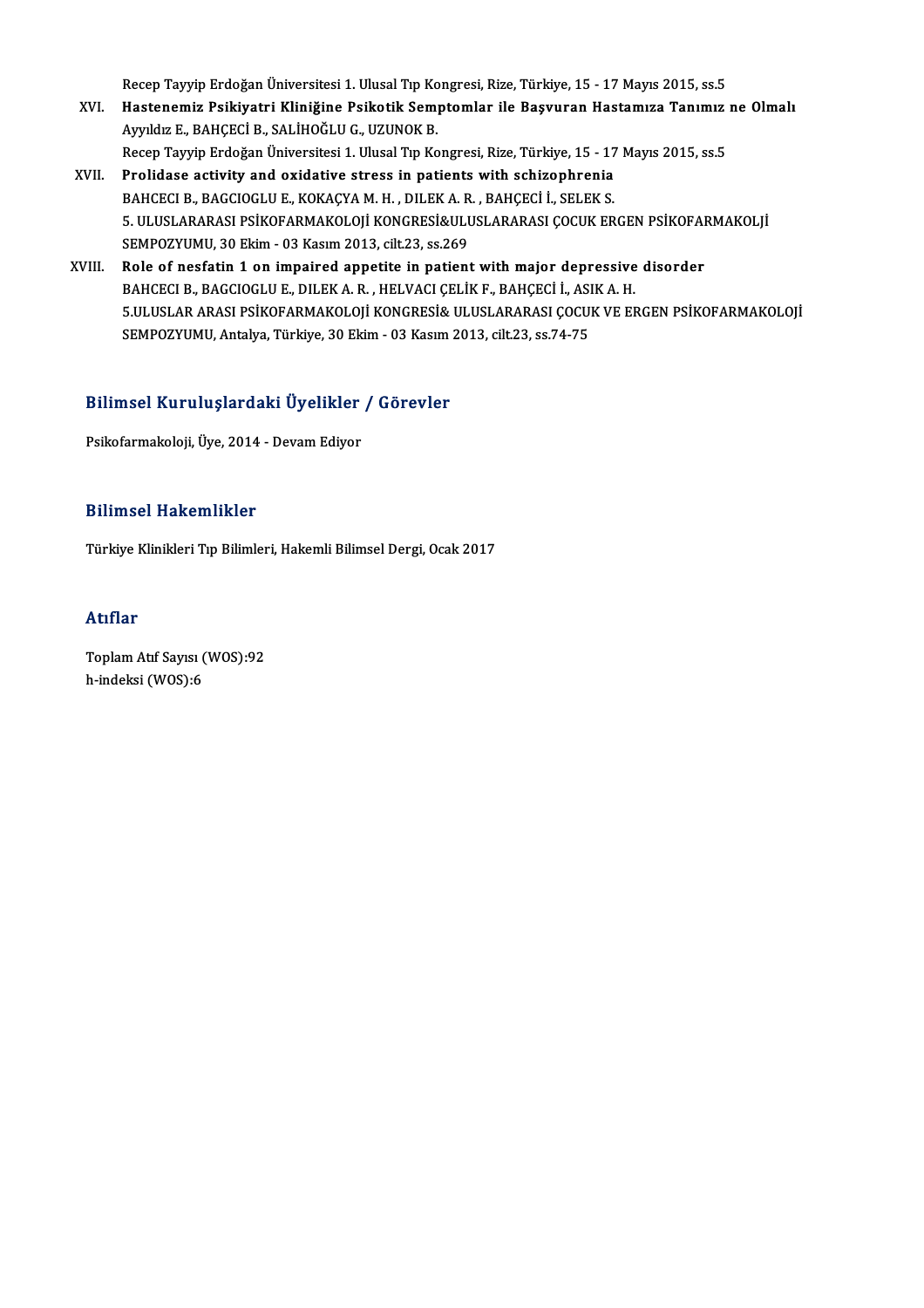Recep Tayyip Erdoğan Üniversitesi 1. Ulusal Tıp Kongresi, Rize, Türkiye, 15 - 17 Mayıs 2015, ss.5

XVI. **Hastenemiz Psikiyatri Kliniğine Psikotik Semptomlar ile Başvuran Hastamıza Tanımız ne Olmalı**
Ayyıldız E., BAHÇECİ B., SALİHOĞLU G., UZUNOK B.
Recep Tayyip Erdoğan Üniversitesi 1. Ulusal Tıp Kongresi, Rize, Türkiye, 15 - 17 Mayıs 2015, ss.5

XVII. **Prolidase activity and oxidative stress in patients with schizophrenia**
BAHCECI B., BAGCIOGLU E., KOKAÇYA M. H. , DILEK A. R. , BAHÇECİ İ., SELEK S.
5. ULUSLARARASI PSİKOFARMAKOLOJİ KONGRESİ&ULUSLARARASI ÇOCUK ERGEN PSİKOFARMAKOLJİ SEMPOZYUMU, 30 Ekim - 03 Kasım 2013, cilt.23, ss.269

XVIII. **Role of nesfatin 1 on impaired appetite in patient with major depressive disorder**
BAHCECI B., BAGCIOGLU E., DILEK A. R. , HELVACI ÇELİK F., BAHÇECİ İ., ASIK A. H.
5.ULUSLAR ARASI PSİKOFARMAKOLOJİ KONGRESİ& ULUSLARARASI ÇOCUK VE ERGEN PSİKOFARMAKOLOJİ SEMPOZYUMU, Antalya, Türkiye, 30 Ekim - 03 Kasım 2013, cilt.23, ss.74-75

## Bilimsel Kuruluşlardaki Üyelikler / Görevler

Psikofarmakoloji, Üye, 2014 - Devam Ediyor

## Bilimsel Hakemlikler

Türkiye Klinikleri Tıp Bilimleri, Hakemli Bilimsel Dergi, Ocak 2017

## Atıflar

Toplam Atıf Sayısı (WOS):92
h-indeksi (WOS):6